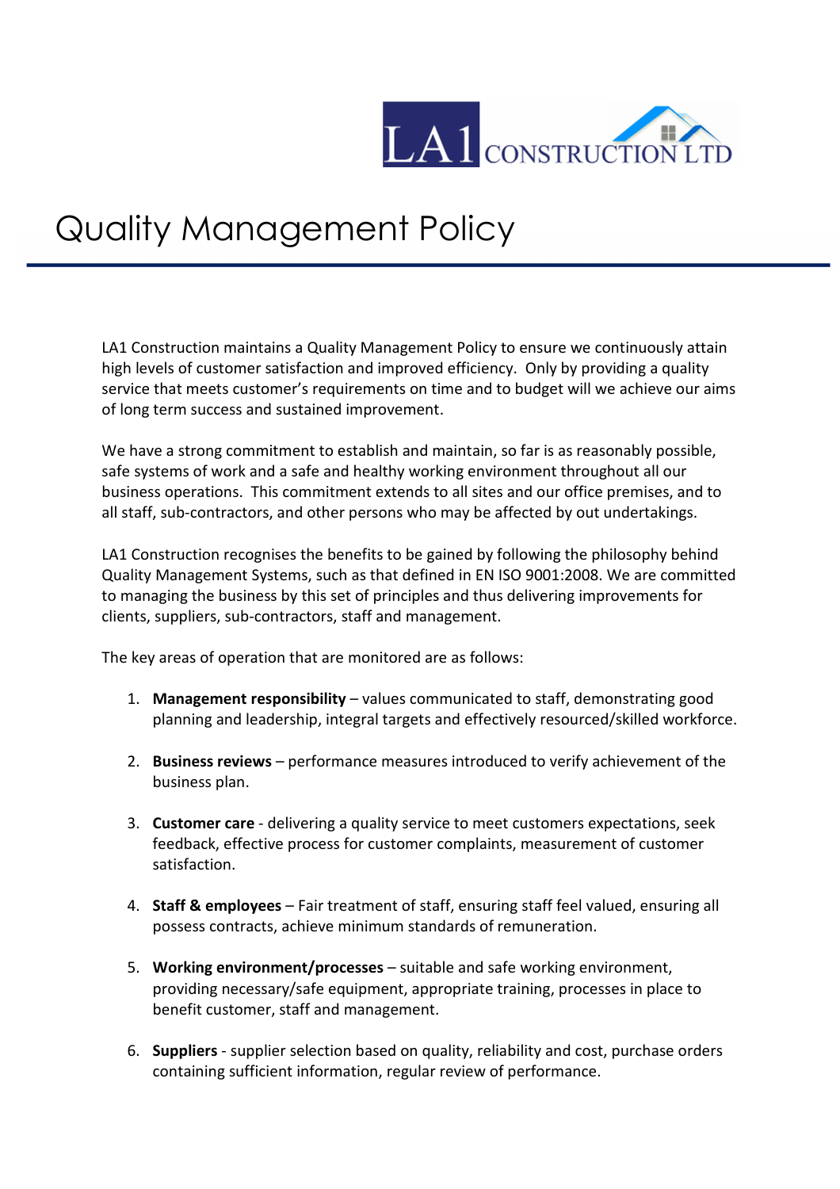LA1 CONSTRUCTION LTD

# Quality Management Policy

LA1 Construction maintains a Quality Management Policy to ensure we continuously attain high levels of customer satisfaction and improved efficiency. Only by providing a quality service that meets customer's requirements on time and to budget will we achieve our aims of long term success and sustained improvement.

We have a strong commitment to establish and maintain, so far is as reasonably possible, safe systems of work and a safe and healthy working environment throughout all our business operations. This commitment extends to all sites and our office premises, and to all staff, sub-contractors, and other persons who may be affected by out undertakings.

LA1 Construction recognises the benefits to be gained by following the philosophy behind Quality Management Systems, such as that defined in EN ISO 9001:2008. We are committed to managing the business by this set of principles and thus delivering improvements for clients, suppliers, sub-contractors, staff and management.

The key areas of operation that are monitored are as follows:

1. **Management responsibility** – values communicated to staff, demonstrating good planning and leadership, integral targets and effectively resourced/skilled workforce.

2. **Business reviews** – performance measures introduced to verify achievement of the business plan.

3. **Customer care** - delivering a quality service to meet customers expectations, seek feedback, effective process for customer complaints, measurement of customer satisfaction.

4. **Staff & employees** – Fair treatment of staff, ensuring staff feel valued, ensuring all possess contracts, achieve minimum standards of remuneration.

5. **Working environment/processes** – suitable and safe working environment, providing necessary/safe equipment, appropriate training, processes in place to benefit customer, staff and management.

6. **Suppliers** - supplier selection based on quality, reliability and cost, purchase orders containing sufficient information, regular review of performance.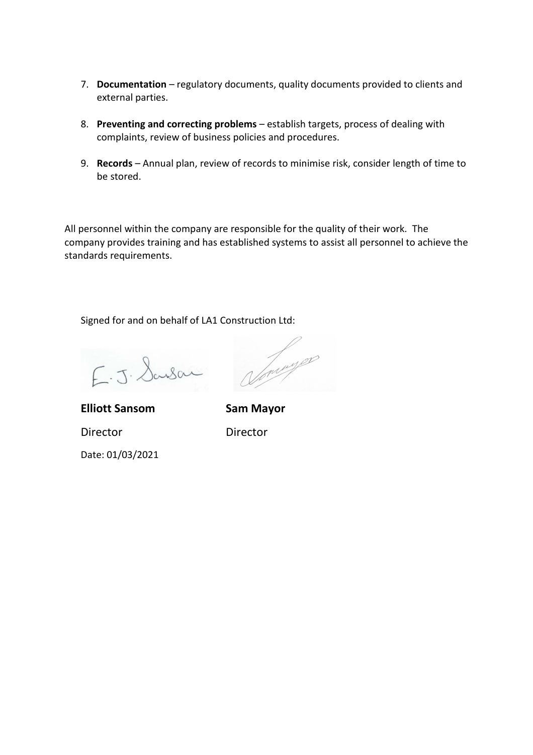7. **Documentation** – regulatory documents, quality documents provided to clients and external parties.

8. **Preventing and correcting problems** – establish targets, process of dealing with complaints, review of business policies and procedures.

9. **Records** – Annual plan, review of records to minimise risk, consider length of time to be stored.

All personnel within the company are responsible for the quality of their work. The company provides training and has established systems to assist all personnel to achieve the standards requirements.

Signed for and on behalf of LA1 Construction Ltd:

| | |
|---|---|
| **Elliott Sansom** | **Sam Mayor** |
| Director | Director |

Date: 01/03/2021